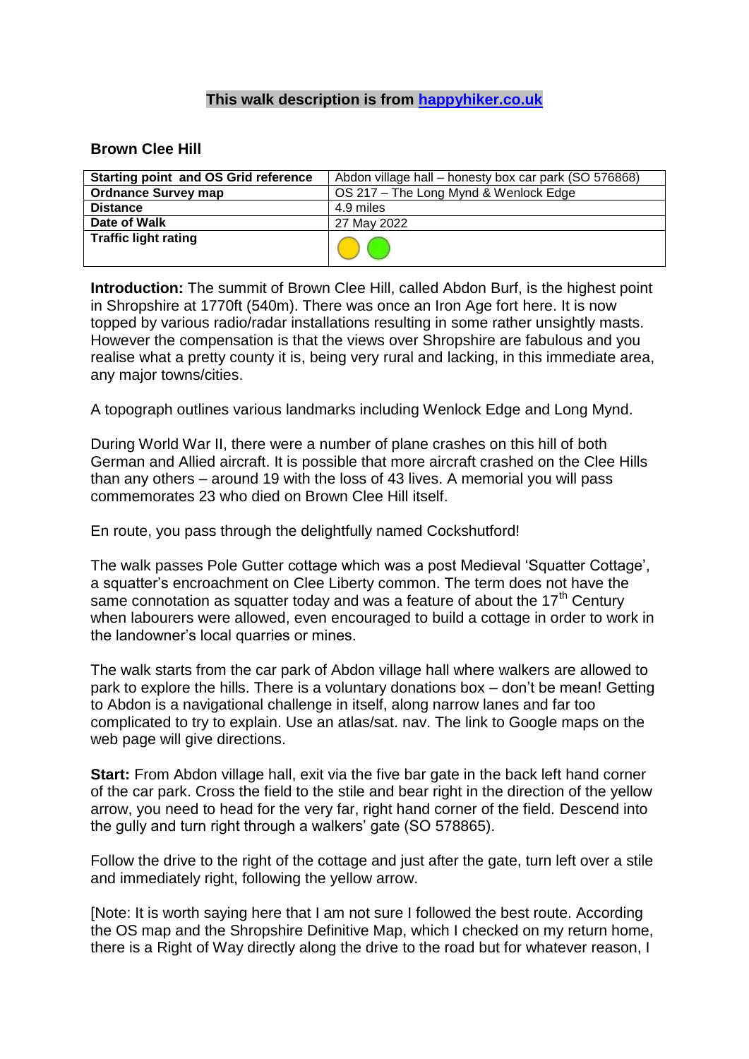**This walk description is from [happyhiker.co.uk](happyhiker.co.uk)**

## Brown Clee Hill

| Starting point and OS Grid reference | Abdon village hall – honesty box car park (SO 576868) |
|---|---|
| Ordnance Survey map | OS 217 – The Long Mynd & Wenlock Edge |
| Distance | 4.9 miles |
| Date of Walk | 27 May 2022 |
| Traffic light rating | |

**Introduction:** The summit of Brown Clee Hill, called Abdon Burf, is the highest point in Shropshire at 1770ft (540m). There was once an Iron Age fort here. It is now topped by various radio/radar installations resulting in some rather unsightly masts. However the compensation is that the views over Shropshire are fabulous and you realise what a pretty county it is, being very rural and lacking, in this immediate area, any major towns/cities.

A topograph outlines various landmarks including Wenlock Edge and Long Mynd.

During World War II, there were a number of plane crashes on this hill of both German and Allied aircraft. It is possible that more aircraft crashed on the Clee Hills than any others – around 19 with the loss of 43 lives. A memorial you will pass commemorates 23 who died on Brown Clee Hill itself.

En route, you pass through the delightfully named Cockshutford!

The walk passes Pole Gutter cottage which was a post Medieval 'Squatter Cottage', a squatter's encroachment on Clee Liberty common. The term does not have the same connotation as squatter today and was a feature of about the 17th Century when labourers were allowed, even encouraged to build a cottage in order to work in the landowner's local quarries or mines.

The walk starts from the car park of Abdon village hall where walkers are allowed to park to explore the hills. There is a voluntary donations box – don't be mean! Getting to Abdon is a navigational challenge in itself, along narrow lanes and far too complicated to try to explain. Use an atlas/sat. nav. The link to Google maps on the web page will give directions.

**Start:** From Abdon village hall, exit via the five bar gate in the back left hand corner of the car park. Cross the field to the stile and bear right in the direction of the yellow arrow, you need to head for the very far, right hand corner of the field. Descend into the gully and turn right through a walkers' gate (SO 578865).

Follow the drive to the right of the cottage and just after the gate, turn left over a stile and immediately right, following the yellow arrow.

[Note: It is worth saying here that I am not sure I followed the best route. According the OS map and the Shropshire Definitive Map, which I checked on my return home, there is a Right of Way directly along the drive to the road but for whatever reason, I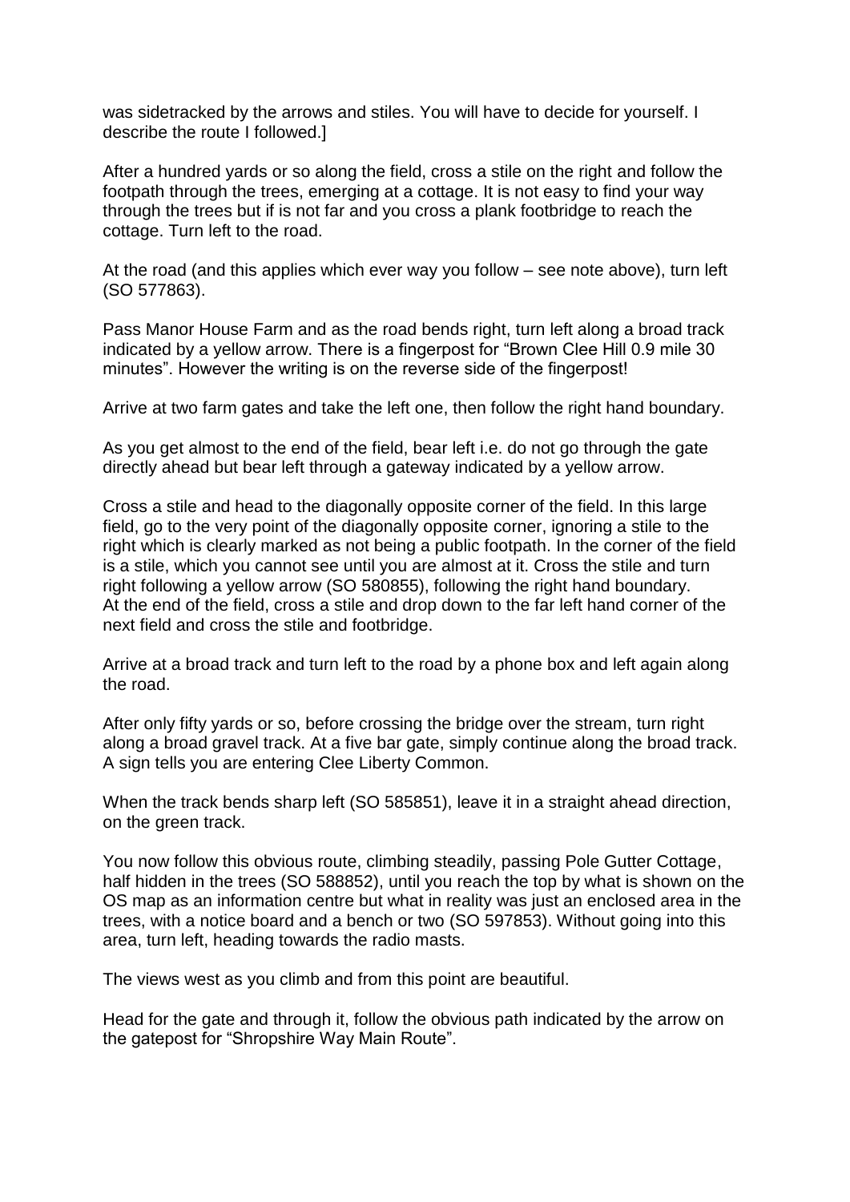was sidetracked by the arrows and stiles. You will have to decide for yourself. I describe the route I followed.]

After a hundred yards or so along the field, cross a stile on the right and follow the footpath through the trees, emerging at a cottage. It is not easy to find your way through the trees but if is not far and you cross a plank footbridge to reach the cottage. Turn left to the road.

At the road (and this applies which ever way you follow – see note above), turn left (SO 577863).

Pass Manor House Farm and as the road bends right, turn left along a broad track indicated by a yellow arrow. There is a fingerpost for "Brown Clee Hill 0.9 mile 30 minutes". However the writing is on the reverse side of the fingerpost!

Arrive at two farm gates and take the left one, then follow the right hand boundary.

As you get almost to the end of the field, bear left i.e. do not go through the gate directly ahead but bear left through a gateway indicated by a yellow arrow.

Cross a stile and head to the diagonally opposite corner of the field. In this large field, go to the very point of the diagonally opposite corner, ignoring a stile to the right which is clearly marked as not being a public footpath. In the corner of the field is a stile, which you cannot see until you are almost at it. Cross the stile and turn right following a yellow arrow (SO 580855), following the right hand boundary. At the end of the field, cross a stile and drop down to the far left hand corner of the next field and cross the stile and footbridge.

Arrive at a broad track and turn left to the road by a phone box and left again along the road.

After only fifty yards or so, before crossing the bridge over the stream, turn right along a broad gravel track. At a five bar gate, simply continue along the broad track. A sign tells you are entering Clee Liberty Common.

When the track bends sharp left (SO 585851), leave it in a straight ahead direction, on the green track.

You now follow this obvious route, climbing steadily, passing Pole Gutter Cottage, half hidden in the trees (SO 588852), until you reach the top by what is shown on the OS map as an information centre but what in reality was just an enclosed area in the trees, with a notice board and a bench or two (SO 597853). Without going into this area, turn left, heading towards the radio masts.

The views west as you climb and from this point are beautiful.

Head for the gate and through it, follow the obvious path indicated by the arrow on the gatepost for "Shropshire Way Main Route".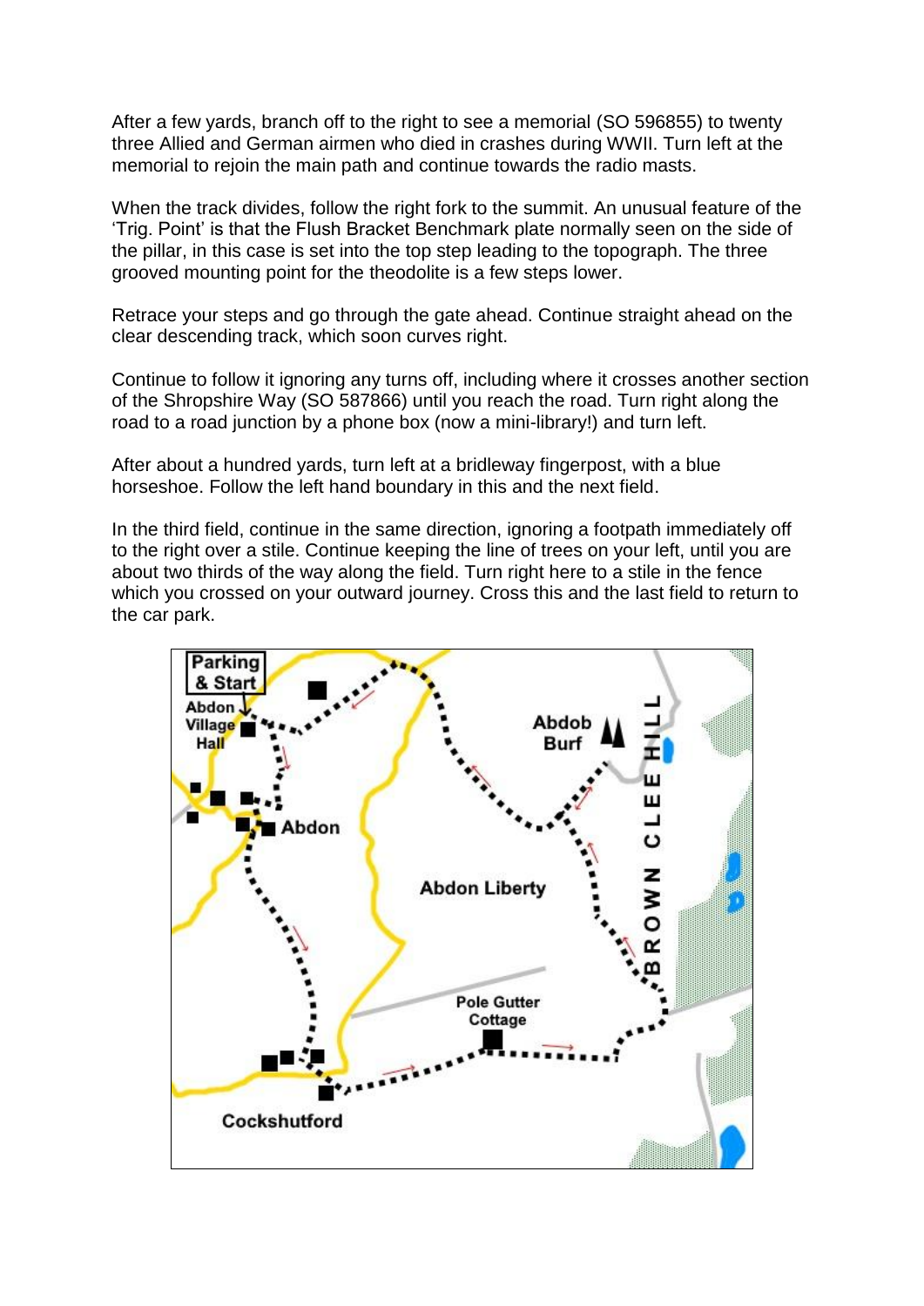After a few yards, branch off to the right to see a memorial (SO 596855) to twenty three Allied and German airmen who died in crashes during WWII. Turn left at the memorial to rejoin the main path and continue towards the radio masts.

When the track divides, follow the right fork to the summit. An unusual feature of the 'Trig. Point' is that the Flush Bracket Benchmark plate normally seen on the side of the pillar, in this case is set into the top step leading to the topograph. The three grooved mounting point for the theodolite is a few steps lower.

Retrace your steps and go through the gate ahead. Continue straight ahead on the clear descending track, which soon curves right.

Continue to follow it ignoring any turns off, including where it crosses another section of the Shropshire Way (SO 587866) until you reach the road. Turn right along the road to a road junction by a phone box (now a mini-library!) and turn left.

After about a hundred yards, turn left at a bridleway fingerpost, with a blue horseshoe. Follow the left hand boundary in this and the next field.

In the third field, continue in the same direction, ignoring a footpath immediately off to the right over a stile. Continue keeping the line of trees on your left, until you are about two thirds of the way along the field. Turn right here to a stile in the fence which you crossed on your outward journey. Cross this and the last field to return to the car park.

Parking & Start

Abdon Village Hall

Abdon

Abdob Burf

BROWN CLEE HILL

Abdon Liberty

Pole Gutter Cottage

Cockshutford